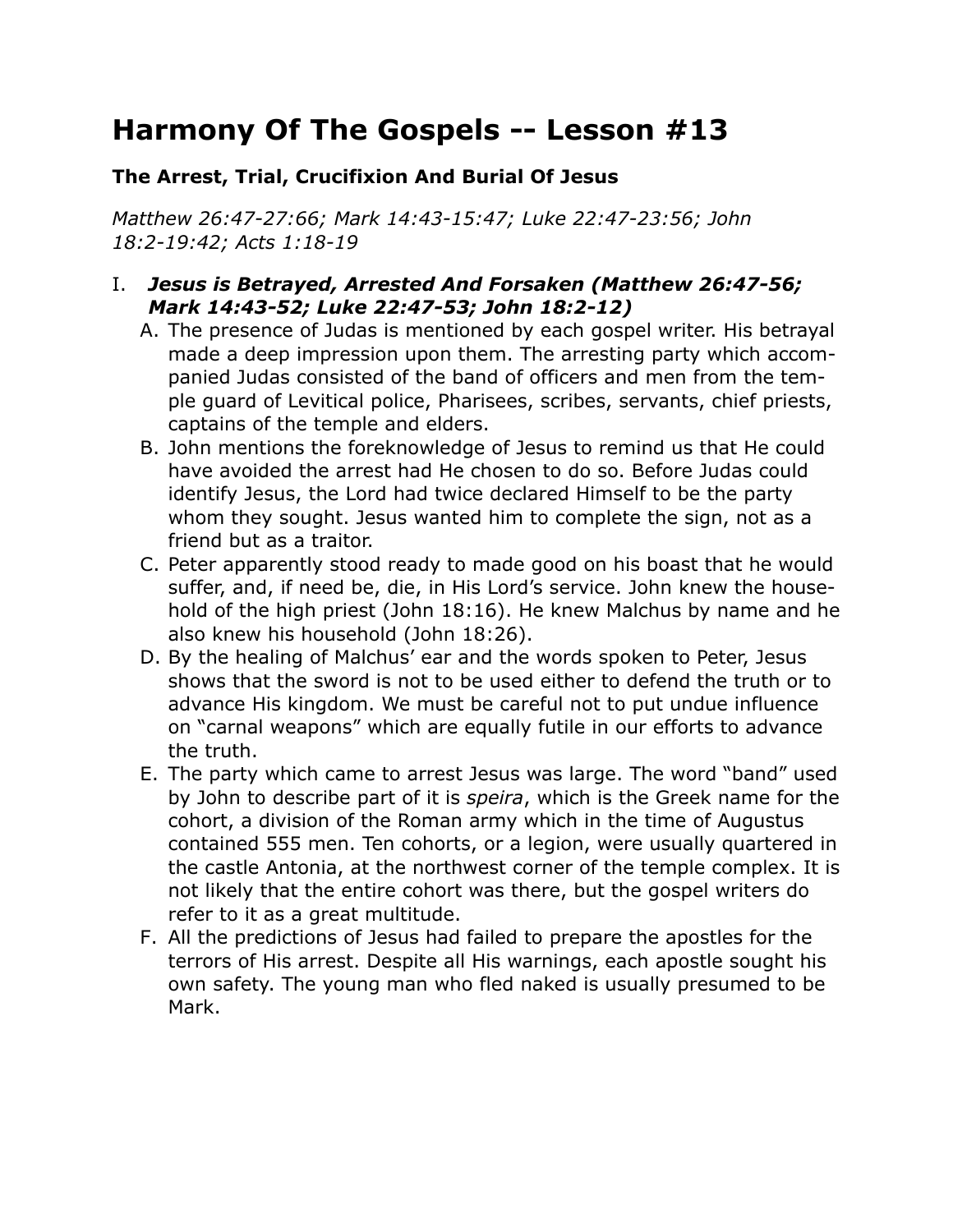# Harmony Of The Gospels -- Lesson #13

### The Arrest, Trial, Crucifixion And Burial Of Jesus

*Matthew 26:47-27:66; Mark 14:43-15:47; Luke 22:47-23:56; John 18:2-19:42; Acts 1:18-19*

I. ***Jesus is Betrayed, Arrested And Forsaken (Matthew 26:47-56; Mark 14:43-52; Luke 22:47-53; John 18:2-12)***

   A. The presence of Judas is mentioned by each gospel writer. His betrayal made a deep impression upon them. The arresting party which accompanied Judas consisted of the band of officers and men from the temple guard of Levitical police, Pharisees, scribes, servants, chief priests, captains of the temple and elders.

   B. John mentions the foreknowledge of Jesus to remind us that He could have avoided the arrest had He chosen to do so. Before Judas could identify Jesus, the Lord had twice declared Himself to be the party whom they sought. Jesus wanted him to complete the sign, not as a friend but as a traitor.

   C. Peter apparently stood ready to made good on his boast that he would suffer, and, if need be, die, in His Lord's service. John knew the household of the high priest (John 18:16). He knew Malchus by name and he also knew his household (John 18:26).

   D. By the healing of Malchus' ear and the words spoken to Peter, Jesus shows that the sword is not to be used either to defend the truth or to advance His kingdom. We must be careful not to put undue influence on "carnal weapons" which are equally futile in our efforts to advance the truth.

   E. The party which came to arrest Jesus was large. The word "band" used by John to describe part of it is *speira*, which is the Greek name for the cohort, a division of the Roman army which in the time of Augustus contained 555 men. Ten cohorts, or a legion, were usually quartered in the castle Antonia, at the northwest corner of the temple complex. It is not likely that the entire cohort was there, but the gospel writers do refer to it as a great multitude.

   F. All the predictions of Jesus had failed to prepare the apostles for the terrors of His arrest. Despite all His warnings, each apostle sought his own safety. The young man who fled naked is usually presumed to be Mark.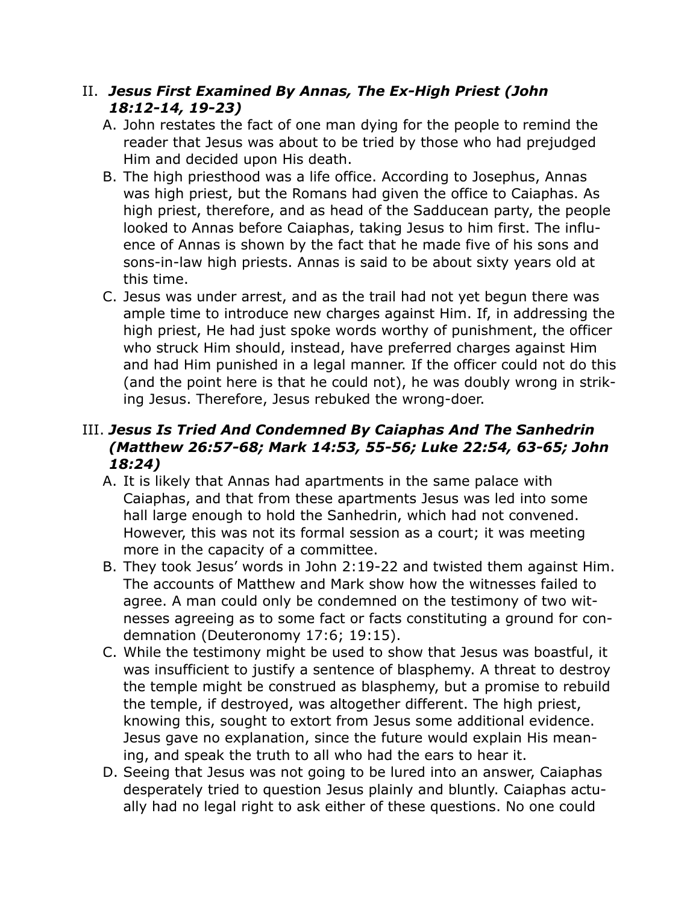II. ***Jesus First Examined By Annas, The Ex-High Priest (John 18:12-14, 19-23)***

A. John restates the fact of one man dying for the people to remind the reader that Jesus was about to be tried by those who had prejudged Him and decided upon His death.

B. The high priesthood was a life office. According to Josephus, Annas was high priest, but the Romans had given the office to Caiaphas. As high priest, therefore, and as head of the Sadducean party, the people looked to Annas before Caiaphas, taking Jesus to him first. The influence of Annas is shown by the fact that he made five of his sons and sons-in-law high priests. Annas is said to be about sixty years old at this time.

C. Jesus was under arrest, and as the trail had not yet begun there was ample time to introduce new charges against Him. If, in addressing the high priest, He had just spoke words worthy of punishment, the officer who struck Him should, instead, have preferred charges against Him and had Him punished in a legal manner. If the officer could not do this (and the point here is that he could not), he was doubly wrong in striking Jesus. Therefore, Jesus rebuked the wrong-doer.

III. ***Jesus Is Tried And Condemned By Caiaphas And The Sanhedrin (Matthew 26:57-68; Mark 14:53, 55-56; Luke 22:54, 63-65; John 18:24)***

A. It is likely that Annas had apartments in the same palace with Caiaphas, and that from these apartments Jesus was led into some hall large enough to hold the Sanhedrin, which had not convened. However, this was not its formal session as a court; it was meeting more in the capacity of a committee.

B. They took Jesus' words in John 2:19-22 and twisted them against Him. The accounts of Matthew and Mark show how the witnesses failed to agree. A man could only be condemned on the testimony of two witnesses agreeing as to some fact or facts constituting a ground for condemnation (Deuteronomy 17:6; 19:15).

C. While the testimony might be used to show that Jesus was boastful, it was insufficient to justify a sentence of blasphemy. A threat to destroy the temple might be construed as blasphemy, but a promise to rebuild the temple, if destroyed, was altogether different. The high priest, knowing this, sought to extort from Jesus some additional evidence. Jesus gave no explanation, since the future would explain His meaning, and speak the truth to all who had the ears to hear it.

D. Seeing that Jesus was not going to be lured into an answer, Caiaphas desperately tried to question Jesus plainly and bluntly. Caiaphas actually had no legal right to ask either of these questions. No one could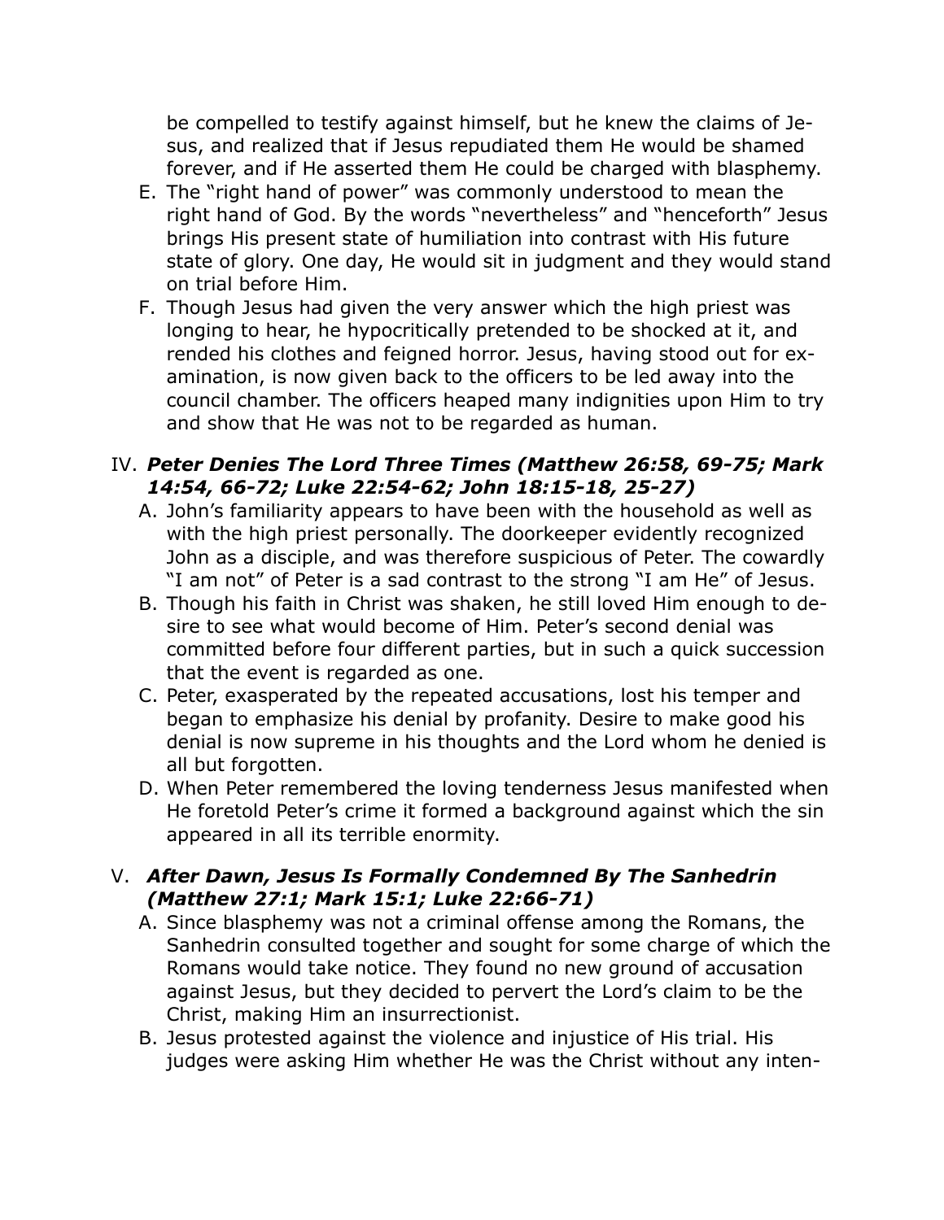be compelled to testify against himself, but he knew the claims of Jesus, and realized that if Jesus repudiated them He would be shamed forever, and if He asserted them He could be charged with blasphemy.

E. The "right hand of power" was commonly understood to mean the right hand of God. By the words "nevertheless" and "henceforth" Jesus brings His present state of humiliation into contrast with His future state of glory. One day, He would sit in judgment and they would stand on trial before Him.
F. Though Jesus had given the very answer which the high priest was longing to hear, he hypocritically pretended to be shocked at it, and rended his clothes and feigned horror. Jesus, having stood out for examination, is now given back to the officers to be led away into the council chamber. The officers heaped many indignities upon Him to try and show that He was not to be regarded as human.

IV. ***Peter Denies The Lord Three Times (Matthew 26:58, 69-75; Mark 14:54, 66-72; Luke 22:54-62; John 18:15-18, 25-27)***

A. John's familiarity appears to have been with the household as well as with the high priest personally. The doorkeeper evidently recognized John as a disciple, and was therefore suspicious of Peter. The cowardly "I am not" of Peter is a sad contrast to the strong "I am He" of Jesus.
B. Though his faith in Christ was shaken, he still loved Him enough to desire to see what would become of Him. Peter's second denial was committed before four different parties, but in such a quick succession that the event is regarded as one.
C. Peter, exasperated by the repeated accusations, lost his temper and began to emphasize his denial by profanity. Desire to make good his denial is now supreme in his thoughts and the Lord whom he denied is all but forgotten.
D. When Peter remembered the loving tenderness Jesus manifested when He foretold Peter's crime it formed a background against which the sin appeared in all its terrible enormity.

V. ***After Dawn, Jesus Is Formally Condemned By The Sanhedrin (Matthew 27:1; Mark 15:1; Luke 22:66-71)***

A. Since blasphemy was not a criminal offense among the Romans, the Sanhedrin consulted together and sought for some charge of which the Romans would take notice. They found no new ground of accusation against Jesus, but they decided to pervert the Lord's claim to be the Christ, making Him an insurrectionist.
B. Jesus protested against the violence and injustice of His trial. His judges were asking Him whether He was the Christ without any inten-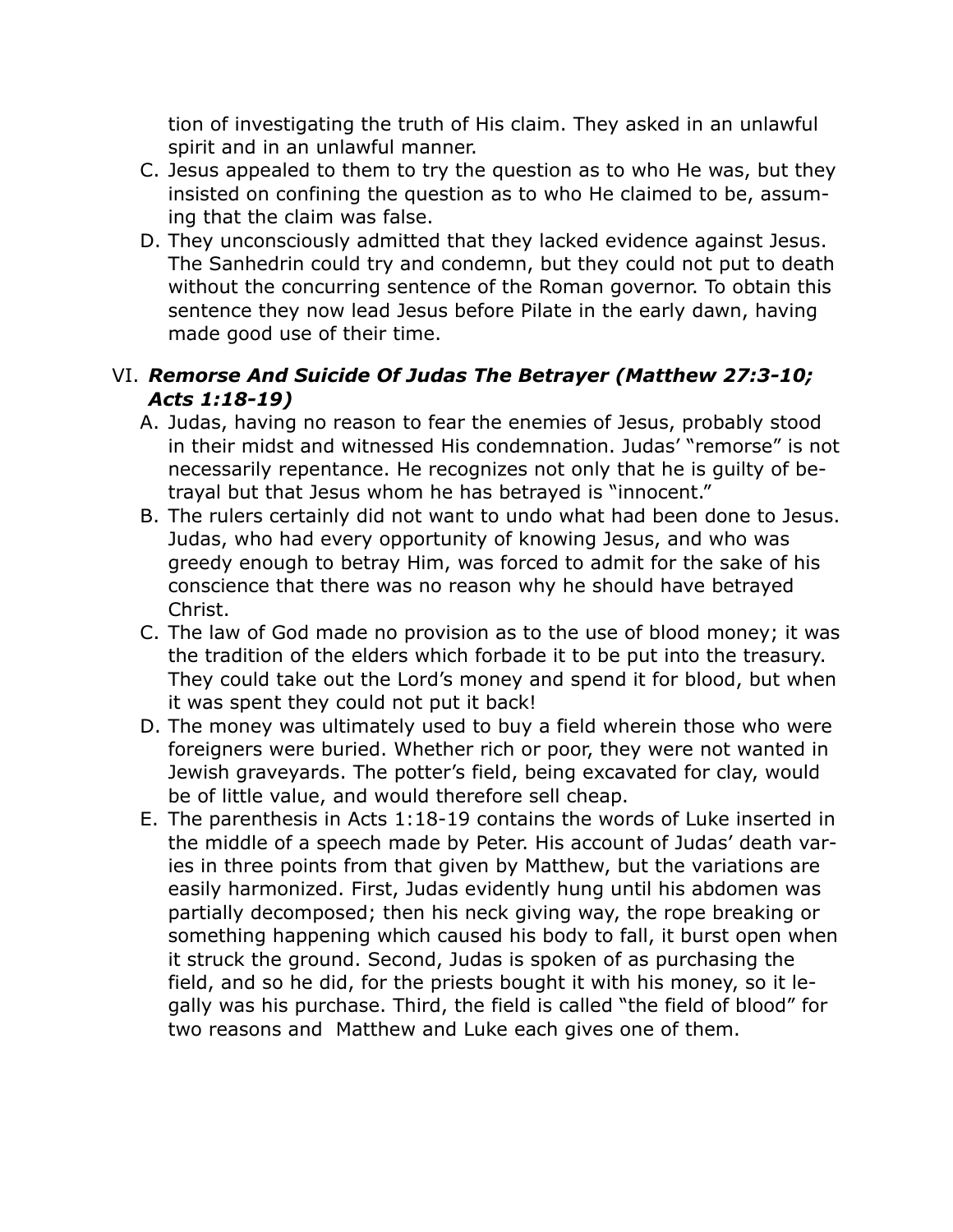tion of investigating the truth of His claim. They asked in an unlawful spirit and in an unlawful manner.

C. Jesus appealed to them to try the question as to who He was, but they insisted on confining the question as to who He claimed to be, assuming that the claim was false.

D. They unconsciously admitted that they lacked evidence against Jesus. The Sanhedrin could try and condemn, but they could not put to death without the concurring sentence of the Roman governor. To obtain this sentence they now lead Jesus before Pilate in the early dawn, having made good use of their time.

## VI. ***Remorse And Suicide Of Judas The Betrayer (Matthew 27:3-10; Acts 1:18-19)***

A. Judas, having no reason to fear the enemies of Jesus, probably stood in their midst and witnessed His condemnation. Judas' "remorse" is not necessarily repentance. He recognizes not only that he is guilty of betrayal but that Jesus whom he has betrayed is "innocent."

B. The rulers certainly did not want to undo what had been done to Jesus. Judas, who had every opportunity of knowing Jesus, and who was greedy enough to betray Him, was forced to admit for the sake of his conscience that there was no reason why he should have betrayed Christ.

C. The law of God made no provision as to the use of blood money; it was the tradition of the elders which forbade it to be put into the treasury. They could take out the Lord's money and spend it for blood, but when it was spent they could not put it back!

D. The money was ultimately used to buy a field wherein those who were foreigners were buried. Whether rich or poor, they were not wanted in Jewish graveyards. The potter's field, being excavated for clay, would be of little value, and would therefore sell cheap.

E. The parenthesis in Acts 1:18-19 contains the words of Luke inserted in the middle of a speech made by Peter. His account of Judas' death varies in three points from that given by Matthew, but the variations are easily harmonized. First, Judas evidently hung until his abdomen was partially decomposed; then his neck giving way, the rope breaking or something happening which caused his body to fall, it burst open when it struck the ground. Second, Judas is spoken of as purchasing the field, and so he did, for the priests bought it with his money, so it legally was his purchase. Third, the field is called "the field of blood" for two reasons and Matthew and Luke each gives one of them.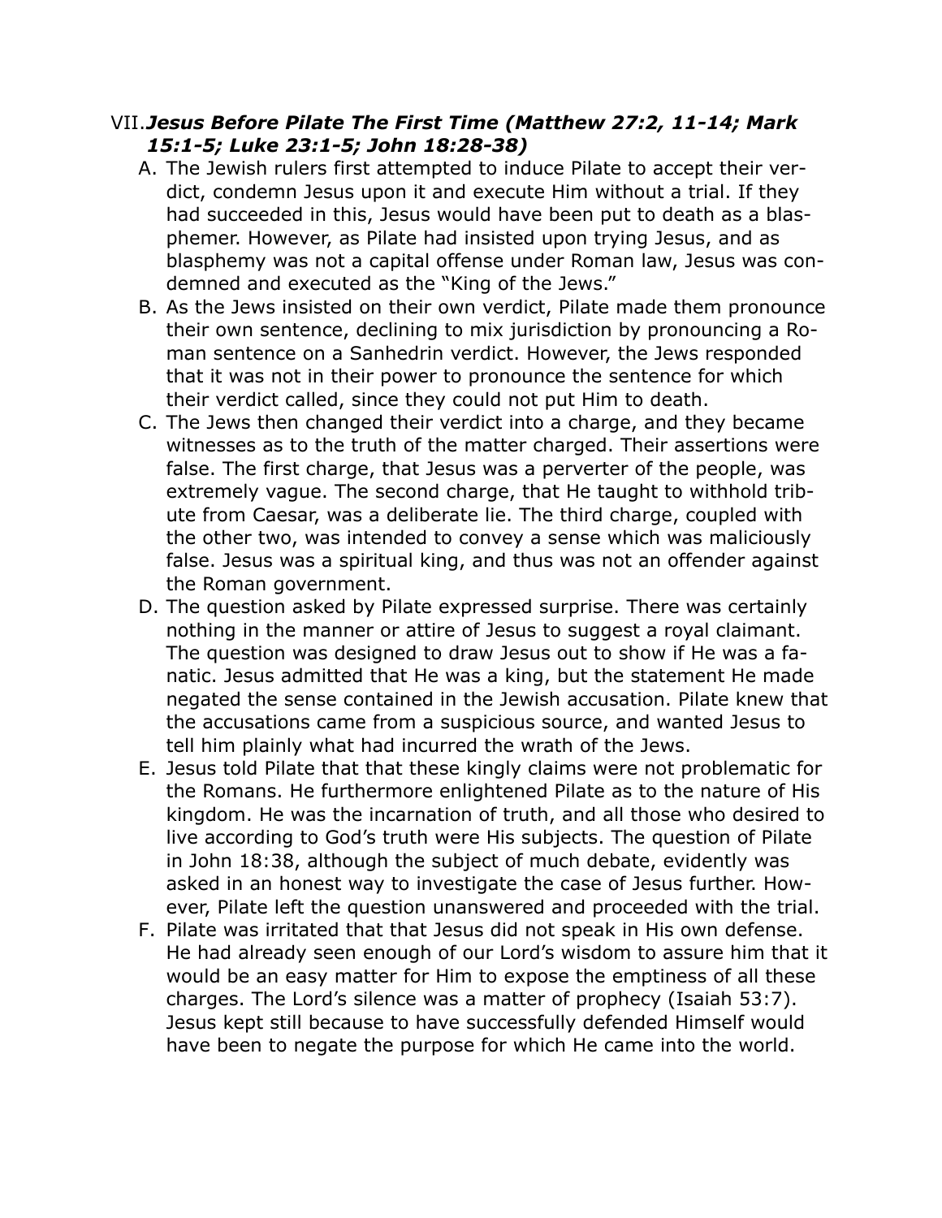VII. ***Jesus Before Pilate The First Time (Matthew 27:2, 11-14; Mark 15:1-5; Luke 23:1-5; John 18:28-38)***

A. The Jewish rulers first attempted to induce Pilate to accept their verdict, condemn Jesus upon it and execute Him without a trial. If they had succeeded in this, Jesus would have been put to death as a blasphemer. However, as Pilate had insisted upon trying Jesus, and as blasphemy was not a capital offense under Roman law, Jesus was condemned and executed as the "King of the Jews."

B. As the Jews insisted on their own verdict, Pilate made them pronounce their own sentence, declining to mix jurisdiction by pronouncing a Roman sentence on a Sanhedrin verdict. However, the Jews responded that it was not in their power to pronounce the sentence for which their verdict called, since they could not put Him to death.

C. The Jews then changed their verdict into a charge, and they became witnesses as to the truth of the matter charged. Their assertions were false. The first charge, that Jesus was a perverter of the people, was extremely vague. The second charge, that He taught to withhold tribute from Caesar, was a deliberate lie. The third charge, coupled with the other two, was intended to convey a sense which was maliciously false. Jesus was a spiritual king, and thus was not an offender against the Roman government.

D. The question asked by Pilate expressed surprise. There was certainly nothing in the manner or attire of Jesus to suggest a royal claimant. The question was designed to draw Jesus out to show if He was a fanatic. Jesus admitted that He was a king, but the statement He made negated the sense contained in the Jewish accusation. Pilate knew that the accusations came from a suspicious source, and wanted Jesus to tell him plainly what had incurred the wrath of the Jews.

E. Jesus told Pilate that that these kingly claims were not problematic for the Romans. He furthermore enlightened Pilate as to the nature of His kingdom. He was the incarnation of truth, and all those who desired to live according to God's truth were His subjects. The question of Pilate in John 18:38, although the subject of much debate, evidently was asked in an honest way to investigate the case of Jesus further. However, Pilate left the question unanswered and proceeded with the trial.

F. Pilate was irritated that that Jesus did not speak in His own defense. He had already seen enough of our Lord's wisdom to assure him that it would be an easy matter for Him to expose the emptiness of all these charges. The Lord's silence was a matter of prophecy (Isaiah 53:7). Jesus kept still because to have successfully defended Himself would have been to negate the purpose for which He came into the world.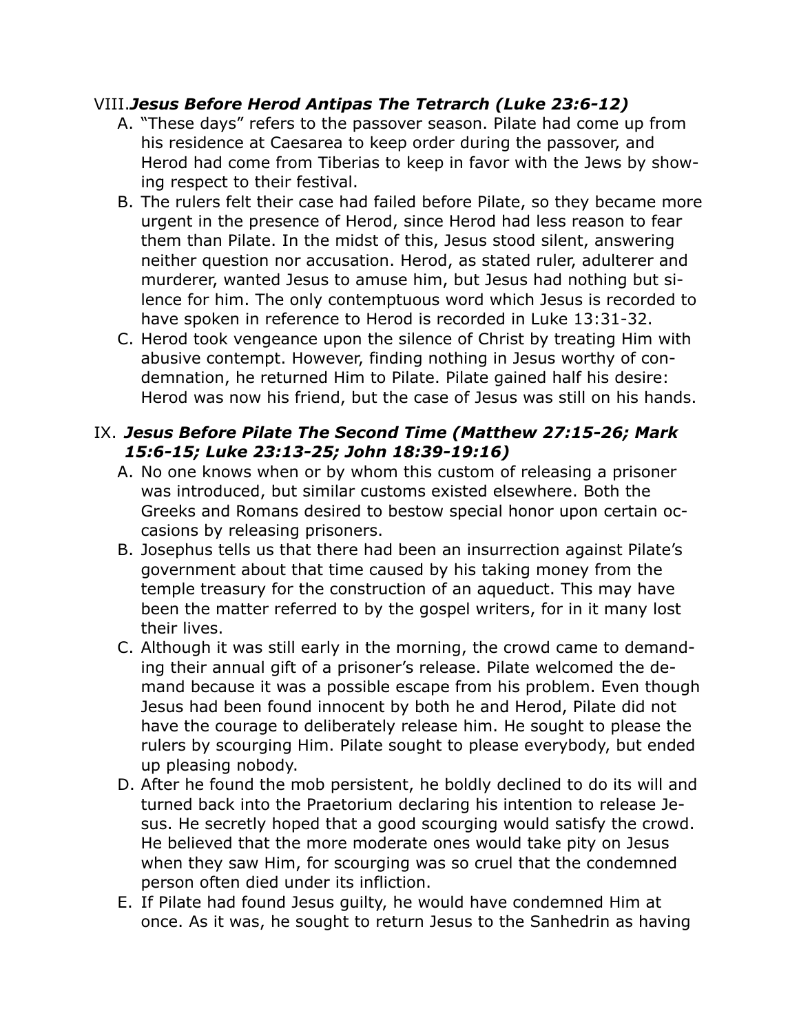## VIII. *Jesus Before Herod Antipas The Tetrarch (Luke 23:6-12)*

A. "These days" refers to the passover season. Pilate had come up from his residence at Caesarea to keep order during the passover, and Herod had come from Tiberias to keep in favor with the Jews by showing respect to their festival.

B. The rulers felt their case had failed before Pilate, so they became more urgent in the presence of Herod, since Herod had less reason to fear them than Pilate. In the midst of this, Jesus stood silent, answering neither question nor accusation. Herod, as stated ruler, adulterer and murderer, wanted Jesus to amuse him, but Jesus had nothing but silence for him. The only contemptuous word which Jesus is recorded to have spoken in reference to Herod is recorded in Luke 13:31-32.

C. Herod took vengeance upon the silence of Christ by treating Him with abusive contempt. However, finding nothing in Jesus worthy of condemnation, he returned Him to Pilate. Pilate gained half his desire: Herod was now his friend, but the case of Jesus was still on his hands.

## IX. *Jesus Before Pilate The Second Time (Matthew 27:15-26; Mark 15:6-15; Luke 23:13-25; John 18:39-19:16)*

A. No one knows when or by whom this custom of releasing a prisoner was introduced, but similar customs existed elsewhere. Both the Greeks and Romans desired to bestow special honor upon certain occasions by releasing prisoners.

B. Josephus tells us that there had been an insurrection against Pilate's government about that time caused by his taking money from the temple treasury for the construction of an aqueduct. This may have been the matter referred to by the gospel writers, for in it many lost their lives.

C. Although it was still early in the morning, the crowd came to demanding their annual gift of a prisoner's release. Pilate welcomed the demand because it was a possible escape from his problem. Even though Jesus had been found innocent by both he and Herod, Pilate did not have the courage to deliberately release him. He sought to please the rulers by scourging Him. Pilate sought to please everybody, but ended up pleasing nobody.

D. After he found the mob persistent, he boldly declined to do its will and turned back into the Praetorium declaring his intention to release Jesus. He secretly hoped that a good scourging would satisfy the crowd. He believed that the more moderate ones would take pity on Jesus when they saw Him, for scourging was so cruel that the condemned person often died under its infliction.

E. If Pilate had found Jesus guilty, he would have condemned Him at once. As it was, he sought to return Jesus to the Sanhedrin as having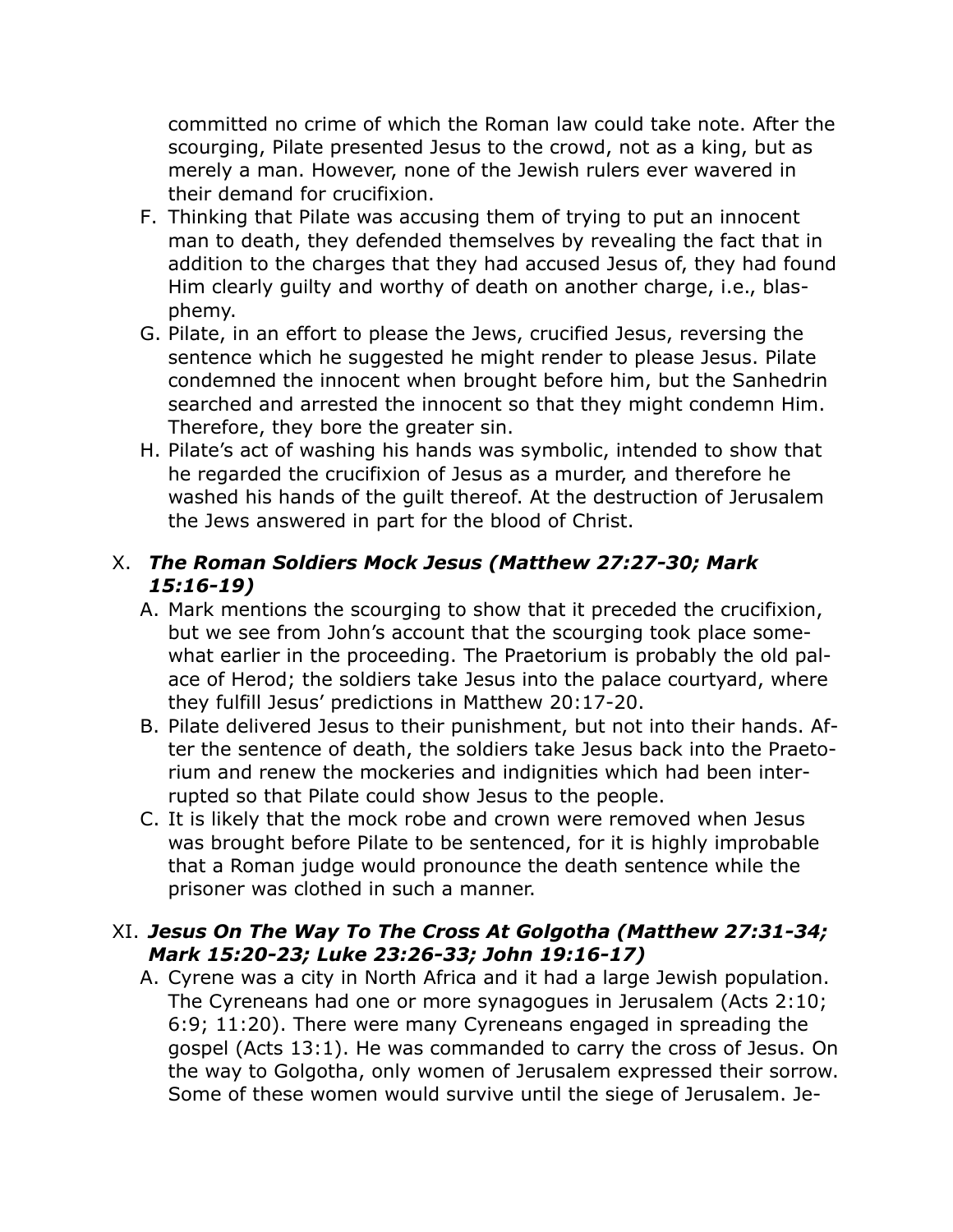committed no crime of which the Roman law could take note. After the scourging, Pilate presented Jesus to the crowd, not as a king, but as merely a man. However, none of the Jewish rulers ever wavered in their demand for crucifixion.

F. Thinking that Pilate was accusing them of trying to put an innocent man to death, they defended themselves by revealing the fact that in addition to the charges that they had accused Jesus of, they had found Him clearly guilty and worthy of death on another charge, i.e., blasphemy.

G. Pilate, in an effort to please the Jews, crucified Jesus, reversing the sentence which he suggested he might render to please Jesus. Pilate condemned the innocent when brought before him, but the Sanhedrin searched and arrested the innocent so that they might condemn Him. Therefore, they bore the greater sin.

H. Pilate's act of washing his hands was symbolic, intended to show that he regarded the crucifixion of Jesus as a murder, and therefore he washed his hands of the guilt thereof. At the destruction of Jerusalem the Jews answered in part for the blood of Christ.

## X. *The Roman Soldiers Mock Jesus (Matthew 27:27-30; Mark 15:16-19)*

A. Mark mentions the scourging to show that it preceded the crucifixion, but we see from John's account that the scourging took place somewhat earlier in the proceeding. The Praetorium is probably the old palace of Herod; the soldiers take Jesus into the palace courtyard, where they fulfill Jesus' predictions in Matthew 20:17-20.

B. Pilate delivered Jesus to their punishment, but not into their hands. After the sentence of death, the soldiers take Jesus back into the Praetorium and renew the mockeries and indignities which had been interrupted so that Pilate could show Jesus to the people.

C. It is likely that the mock robe and crown were removed when Jesus was brought before Pilate to be sentenced, for it is highly improbable that a Roman judge would pronounce the death sentence while the prisoner was clothed in such a manner.

## XI. *Jesus On The Way To The Cross At Golgotha (Matthew 27:31-34; Mark 15:20-23; Luke 23:26-33; John 19:16-17)*

A. Cyrene was a city in North Africa and it had a large Jewish population. The Cyreneans had one or more synagogues in Jerusalem (Acts 2:10; 6:9; 11:20). There were many Cyreneans engaged in spreading the gospel (Acts 13:1). He was commanded to carry the cross of Jesus. On the way to Golgotha, only women of Jerusalem expressed their sorrow. Some of these women would survive until the siege of Jerusalem. Je-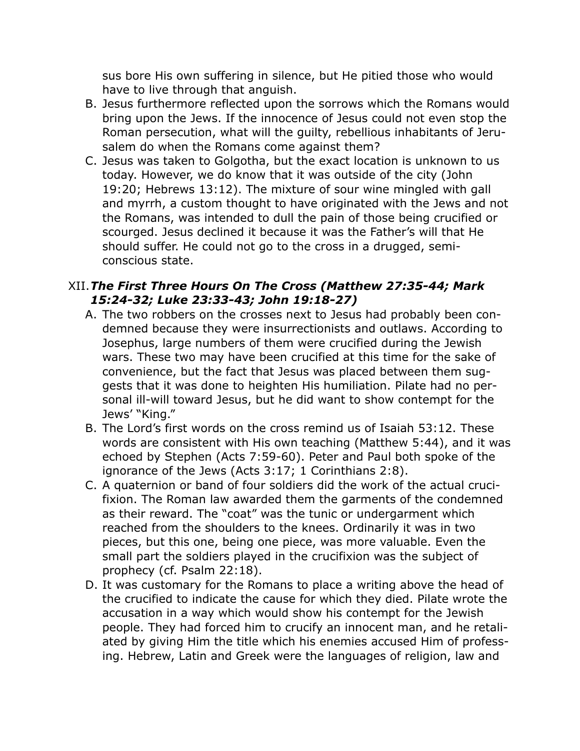sus bore His own suffering in silence, but He pitied those who would have to live through that anguish.

B. Jesus furthermore reflected upon the sorrows which the Romans would bring upon the Jews. If the innocence of Jesus could not even stop the Roman persecution, what will the guilty, rebellious inhabitants of Jerusalem do when the Romans come against them?

C. Jesus was taken to Golgotha, but the exact location is unknown to us today. However, we do know that it was outside of the city (John 19:20; Hebrews 13:12). The mixture of sour wine mingled with gall and myrrh, a custom thought to have originated with the Jews and not the Romans, was intended to dull the pain of those being crucified or scourged. Jesus declined it because it was the Father's will that He should suffer. He could not go to the cross in a drugged, semi-conscious state.

## XII. *The First Three Hours On The Cross (Matthew 27:35-44; Mark 15:24-32; Luke 23:33-43; John 19:18-27)*

A. The two robbers on the crosses next to Jesus had probably been condemned because they were insurrectionists and outlaws. According to Josephus, large numbers of them were crucified during the Jewish wars. These two may have been crucified at this time for the sake of convenience, but the fact that Jesus was placed between them suggests that it was done to heighten His humiliation. Pilate had no personal ill-will toward Jesus, but he did want to show contempt for the Jews' "King."

B. The Lord's first words on the cross remind us of Isaiah 53:12. These words are consistent with His own teaching (Matthew 5:44), and it was echoed by Stephen (Acts 7:59-60). Peter and Paul both spoke of the ignorance of the Jews (Acts 3:17; 1 Corinthians 2:8).

C. A quaternion or band of four soldiers did the work of the actual crucifixion. The Roman law awarded them the garments of the condemned as their reward. The "coat" was the tunic or undergarment which reached from the shoulders to the knees. Ordinarily it was in two pieces, but this one, being one piece, was more valuable. Even the small part the soldiers played in the crucifixion was the subject of prophecy (cf. Psalm 22:18).

D. It was customary for the Romans to place a writing above the head of the crucified to indicate the cause for which they died. Pilate wrote the accusation in a way which would show his contempt for the Jewish people. They had forced him to crucify an innocent man, and he retaliated by giving Him the title which his enemies accused Him of professing. Hebrew, Latin and Greek were the languages of religion, law and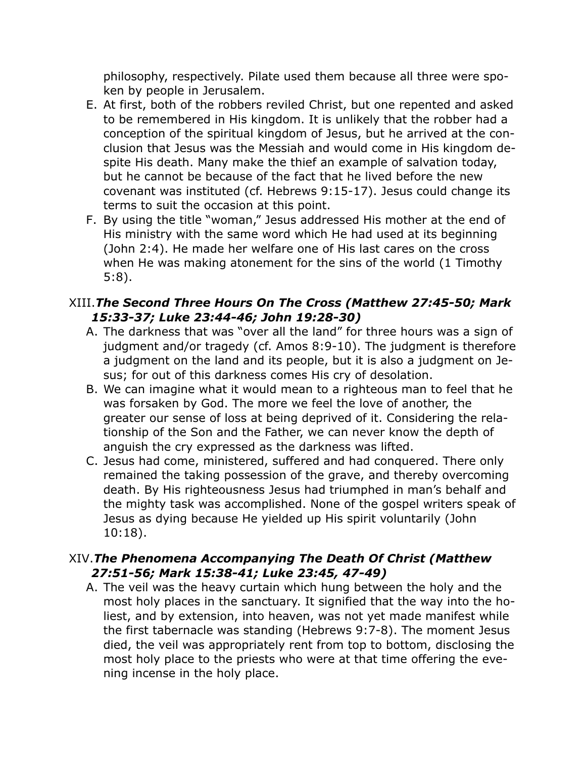philosophy, respectively. Pilate used them because all three were spoken by people in Jerusalem.

E. At first, both of the robbers reviled Christ, but one repented and asked to be remembered in His kingdom. It is unlikely that the robber had a conception of the spiritual kingdom of Jesus, but he arrived at the conclusion that Jesus was the Messiah and would come in His kingdom despite His death. Many make the thief an example of salvation today, but he cannot be because of the fact that he lived before the new covenant was instituted (cf. Hebrews 9:15-17). Jesus could change its terms to suit the occasion at this point.
F. By using the title "woman," Jesus addressed His mother at the end of His ministry with the same word which He had used at its beginning (John 2:4). He made her welfare one of His last cares on the cross when He was making atonement for the sins of the world (1 Timothy 5:8).

## XIII. *The Second Three Hours On The Cross (Matthew 27:45-50; Mark 15:33-37; Luke 23:44-46; John 19:28-30)*

A. The darkness that was "over all the land" for three hours was a sign of judgment and/or tragedy (cf. Amos 8:9-10). The judgment is therefore a judgment on the land and its people, but it is also a judgment on Jesus; for out of this darkness comes His cry of desolation.
B. We can imagine what it would mean to a righteous man to feel that he was forsaken by God. The more we feel the love of another, the greater our sense of loss at being deprived of it. Considering the relationship of the Son and the Father, we can never know the depth of anguish the cry expressed as the darkness was lifted.
C. Jesus had come, ministered, suffered and had conquered. There only remained the taking possession of the grave, and thereby overcoming death. By His righteousness Jesus had triumphed in man's behalf and the mighty task was accomplished. None of the gospel writers speak of Jesus as dying because He yielded up His spirit voluntarily (John 10:18).

## XIV. *The Phenomena Accompanying The Death Of Christ (Matthew 27:51-56; Mark 15:38-41; Luke 23:45, 47-49)*

A. The veil was the heavy curtain which hung between the holy and the most holy places in the sanctuary. It signified that the way into the holiest, and by extension, into heaven, was not yet made manifest while the first tabernacle was standing (Hebrews 9:7-8). The moment Jesus died, the veil was appropriately rent from top to bottom, disclosing the most holy place to the priests who were at that time offering the evening incense in the holy place.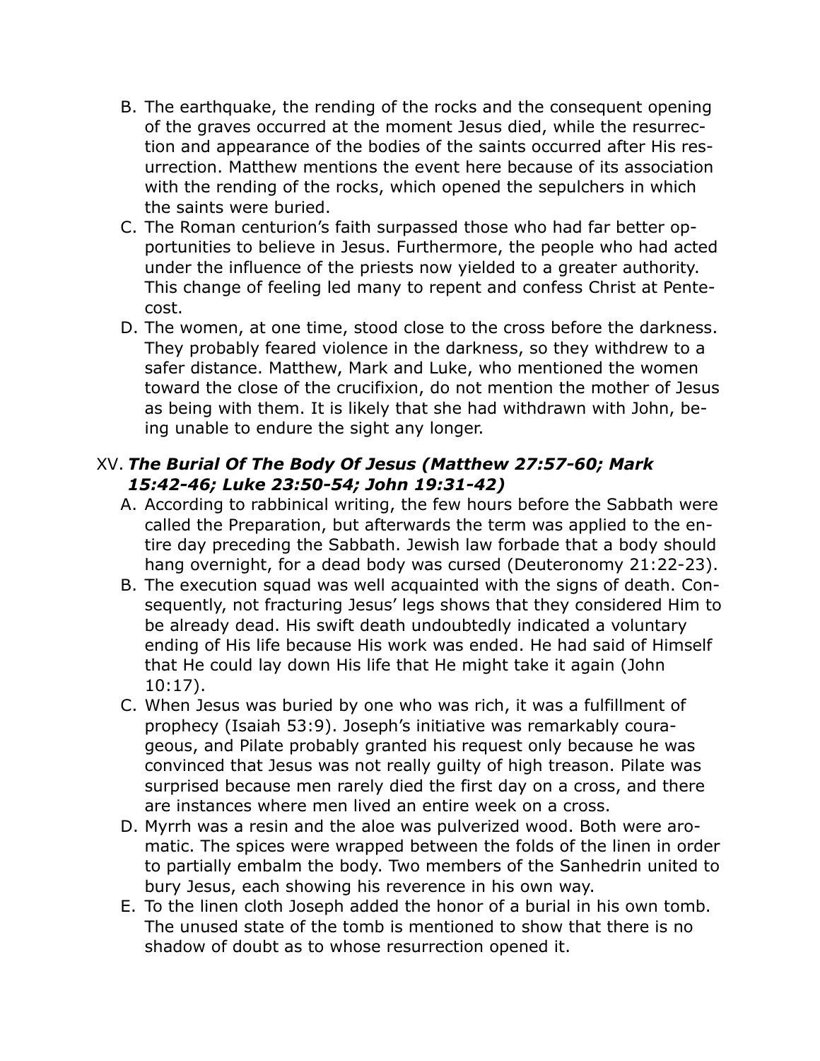B. The earthquake, the rending of the rocks and the consequent opening of the graves occurred at the moment Jesus died, while the resurrection and appearance of the bodies of the saints occurred after His resurrection. Matthew mentions the event here because of its association with the rending of the rocks, which opened the sepulchers in which the saints were buried.

C. The Roman centurion's faith surpassed those who had far better opportunities to believe in Jesus. Furthermore, the people who had acted under the influence of the priests now yielded to a greater authority. This change of feeling led many to repent and confess Christ at Pentecost.

D. The women, at one time, stood close to the cross before the darkness. They probably feared violence in the darkness, so they withdrew to a safer distance. Matthew, Mark and Luke, who mentioned the women toward the close of the crucifixion, do not mention the mother of Jesus as being with them. It is likely that she had withdrawn with John, being unable to endure the sight any longer.

XV. ***The Burial Of The Body Of Jesus (Matthew 27:57-60; Mark 15:42-46; Luke 23:50-54; John 19:31-42)***

A. According to rabbinical writing, the few hours before the Sabbath were called the Preparation, but afterwards the term was applied to the entire day preceding the Sabbath. Jewish law forbade that a body should hang overnight, for a dead body was cursed (Deuteronomy 21:22-23).

B. The execution squad was well acquainted with the signs of death. Consequently, not fracturing Jesus' legs shows that they considered Him to be already dead. His swift death undoubtedly indicated a voluntary ending of His life because His work was ended. He had said of Himself that He could lay down His life that He might take it again (John 10:17).

C. When Jesus was buried by one who was rich, it was a fulfillment of prophecy (Isaiah 53:9). Joseph's initiative was remarkably courageous, and Pilate probably granted his request only because he was convinced that Jesus was not really guilty of high treason. Pilate was surprised because men rarely died the first day on a cross, and there are instances where men lived an entire week on a cross.

D. Myrrh was a resin and the aloe was pulverized wood. Both were aromatic. The spices were wrapped between the folds of the linen in order to partially embalm the body. Two members of the Sanhedrin united to bury Jesus, each showing his reverence in his own way.

E. To the linen cloth Joseph added the honor of a burial in his own tomb. The unused state of the tomb is mentioned to show that there is no shadow of doubt as to whose resurrection opened it.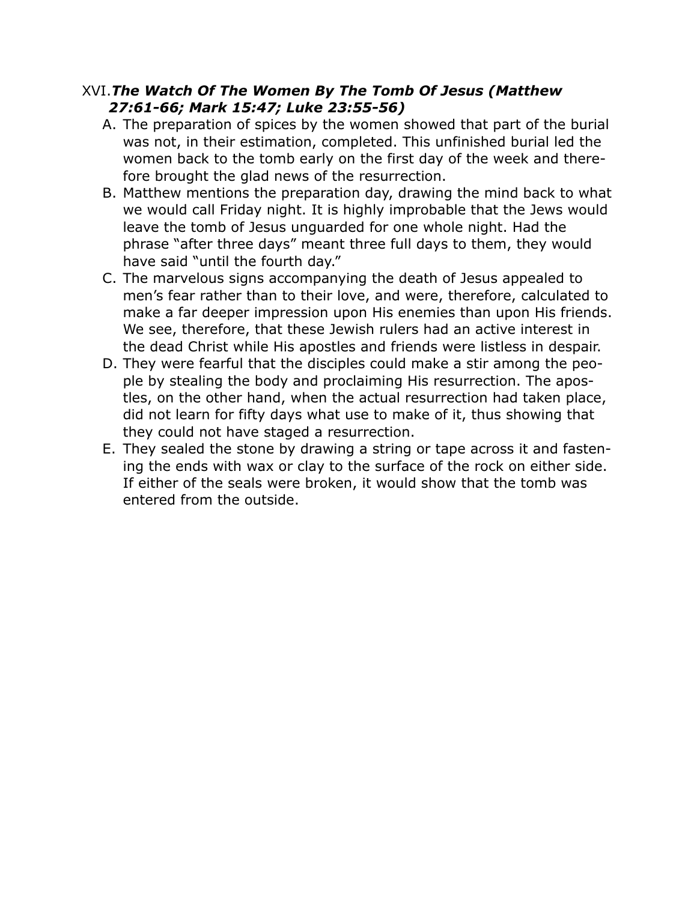## XVI. ***The Watch Of The Women By The Tomb Of Jesus (Matthew 27:61-66; Mark 15:47; Luke 23:55-56)***

A. The preparation of spices by the women showed that part of the burial was not, in their estimation, completed. This unfinished burial led the women back to the tomb early on the first day of the week and therefore brought the glad news of the resurrection.

B. Matthew mentions the preparation day, drawing the mind back to what we would call Friday night. It is highly improbable that the Jews would leave the tomb of Jesus unguarded for one whole night. Had the phrase "after three days" meant three full days to them, they would have said "until the fourth day."

C. The marvelous signs accompanying the death of Jesus appealed to men's fear rather than to their love, and were, therefore, calculated to make a far deeper impression upon His enemies than upon His friends. We see, therefore, that these Jewish rulers had an active interest in the dead Christ while His apostles and friends were listless in despair.

D. They were fearful that the disciples could make a stir among the people by stealing the body and proclaiming His resurrection. The apostles, on the other hand, when the actual resurrection had taken place, did not learn for fifty days what use to make of it, thus showing that they could not have staged a resurrection.

E. They sealed the stone by drawing a string or tape across it and fastening the ends with wax or clay to the surface of the rock on either side. If either of the seals were broken, it would show that the tomb was entered from the outside.